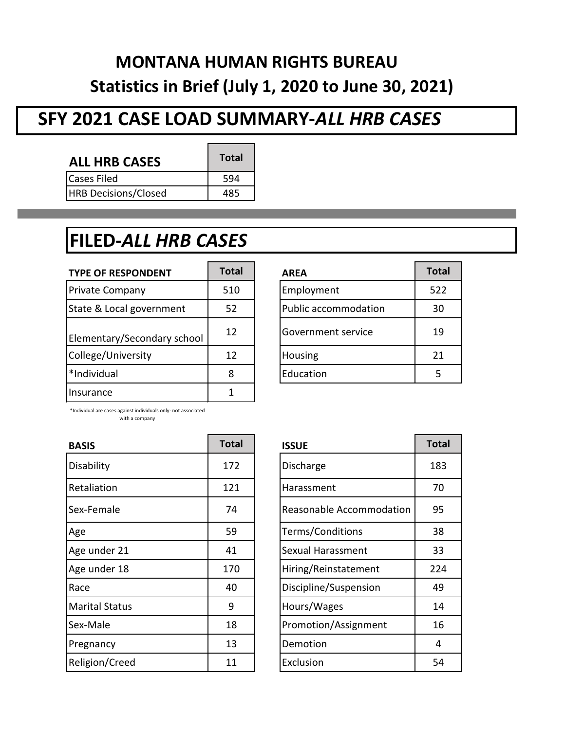# MONTANA HUMAN RIGHTS BUREAU

## Statistics in Brief (July 1, 2020 to June 30, 2021)

## SFY 2021 CASE LOAD SUMMARY-*ALL HRB CASES*

| ALL HRB CASES | Total |
|---|---|
| Cases Filed | 594 |
| HRB Decisions/Closed | 485 |

## FILED-*ALL HRB CASES*

| TYPE OF RESPONDENT | Total |
|---|---|
| Private Company | 510 |
| State & Local government | 52 |
| Elementary/Secondary school | 12 |
| College/University | 12 |
| *Individual | 8 |
| Insurance | 1 |

*Individual are cases against individuals only- not associated with a company

| AREA | Total |
|---|---|
| Employment | 522 |
| Public accommodation | 30 |
| Government service | 19 |
| Housing | 21 |
| Education | 5 |

| BASIS | Total |
|---|---|
| Disability | 172 |
| Retaliation | 121 |
| Sex-Female | 74 |
| Age | 59 |
| Age under 21 | 41 |
| Age under 18 | 170 |
| Race | 40 |
| Marital Status | 9 |
| Sex-Male | 18 |
| Pregnancy | 13 |
| Religion/Creed | 11 |

| ISSUE | Total |
|---|---|
| Discharge | 183 |
| Harassment | 70 |
| Reasonable Accommodation | 95 |
| Terms/Conditions | 38 |
| Sexual Harassment | 33 |
| Hiring/Reinstatement | 224 |
| Discipline/Suspension | 49 |
| Hours/Wages | 14 |
| Promotion/Assignment | 16 |
| Demotion | 4 |
| Exclusion | 54 |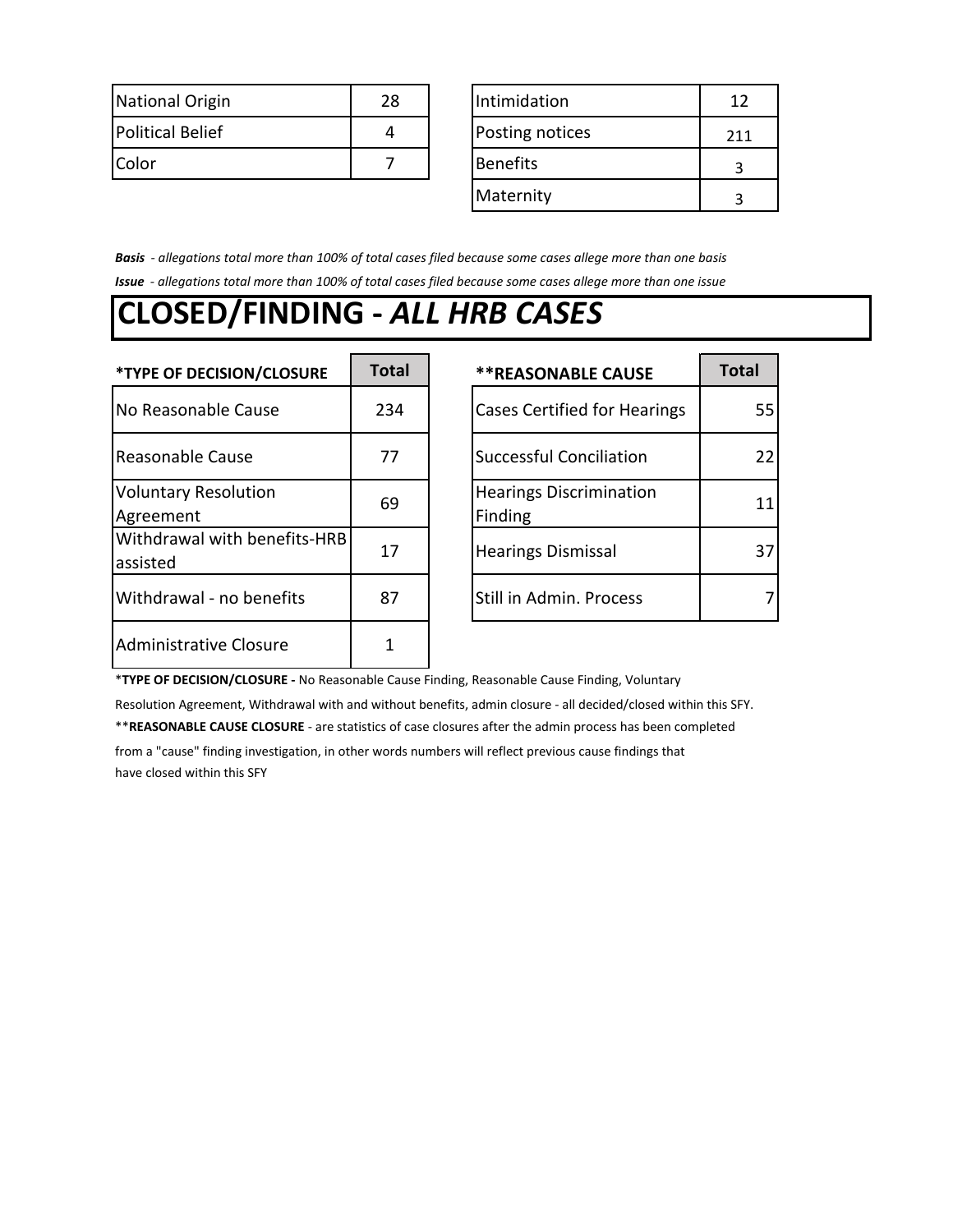| National Origin | 28 |
|---|---|
| Political Belief | 4 |
| Color | 7 |

| Intimidation | 12 |
|---|---|
| Posting notices | 211 |
| Benefits | 3 |
| Maternity | 3 |

***Basis*** *- allegations total more than 100% of total cases filed because some cases allege more than one basis*

***Issue*** *- allegations total more than 100% of total cases filed because some cases allege more than one issue*

# CLOSED/FINDING - *ALL HRB CASES*

| *TYPE OF DECISION/CLOSURE | Total |
|---|---|
| No Reasonable Cause | 234 |
| Reasonable Cause | 77 |
| Voluntary Resolution Agreement | 69 |
| Withdrawal with benefits-HRB assisted | 17 |
| Withdrawal - no benefits | 87 |
| Administrative Closure | 1 |

| **REASONABLE CAUSE | Total |
|---|---|
| Cases Certified for Hearings | 55 |
| Successful Conciliation | 22 |
| Hearings Discrimination Finding | 11 |
| Hearings Dismissal | 37 |
| Still in Admin. Process | 7 |

*__TYPE OF DECISION/CLOSURE -__ No Reasonable Cause Finding, Reasonable Cause Finding, Voluntary Resolution Agreement, Withdrawal with and without benefits, admin closure - all decided/closed within this SFY.

**__REASONABLE CAUSE CLOSURE__ - are statistics of case closures after the admin process has been completed from a "cause" finding investigation, in other words numbers will reflect previous cause findings that have closed within this SFY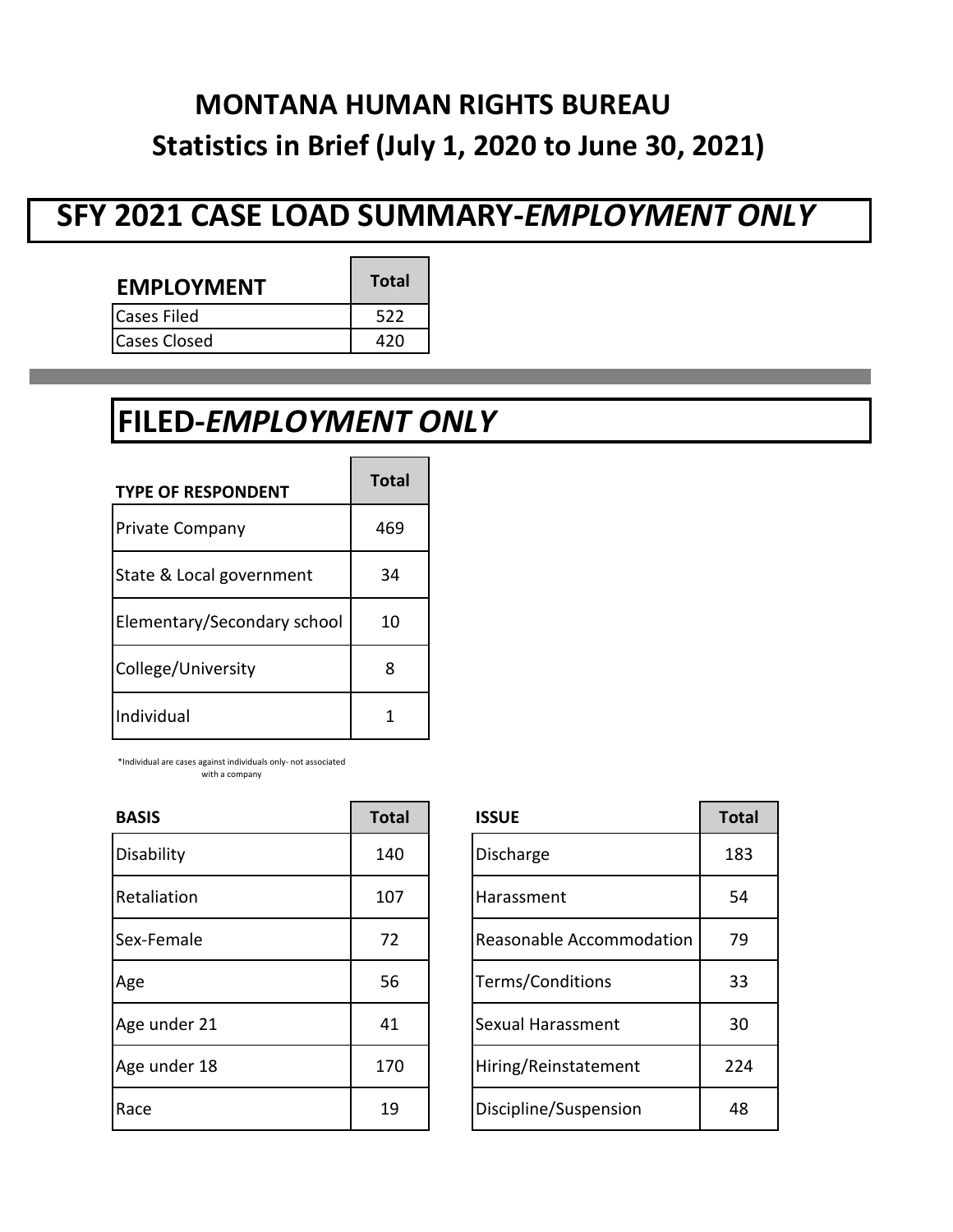# MONTANA HUMAN RIGHTS BUREAU

## Statistics in Brief (July 1, 2020 to June 30, 2021)

## SFY 2021 CASE LOAD SUMMARY-*EMPLOYMENT ONLY*

| EMPLOYMENT | Total |
|---|---|
| Cases Filed | 522 |
| Cases Closed | 420 |

## FILED-*EMPLOYMENT ONLY*

| TYPE OF RESPONDENT | Total |
|---|---|
| Private Company | 469 |
| State & Local government | 34 |
| Elementary/Secondary school | 10 |
| College/University | 8 |
| Individual | 1 |

*Individual are cases against individuals only- not associated with a company

| BASIS | Total |
|---|---|
| Disability | 140 |
| Retaliation | 107 |
| Sex-Female | 72 |
| Age | 56 |
| Age under 21 | 41 |
| Age under 18 | 170 |
| Race | 19 |

| ISSUE | Total |
|---|---|
| Discharge | 183 |
| Harassment | 54 |
| Reasonable Accommodation | 79 |
| Terms/Conditions | 33 |
| Sexual Harassment | 30 |
| Hiring/Reinstatement | 224 |
| Discipline/Suspension | 48 |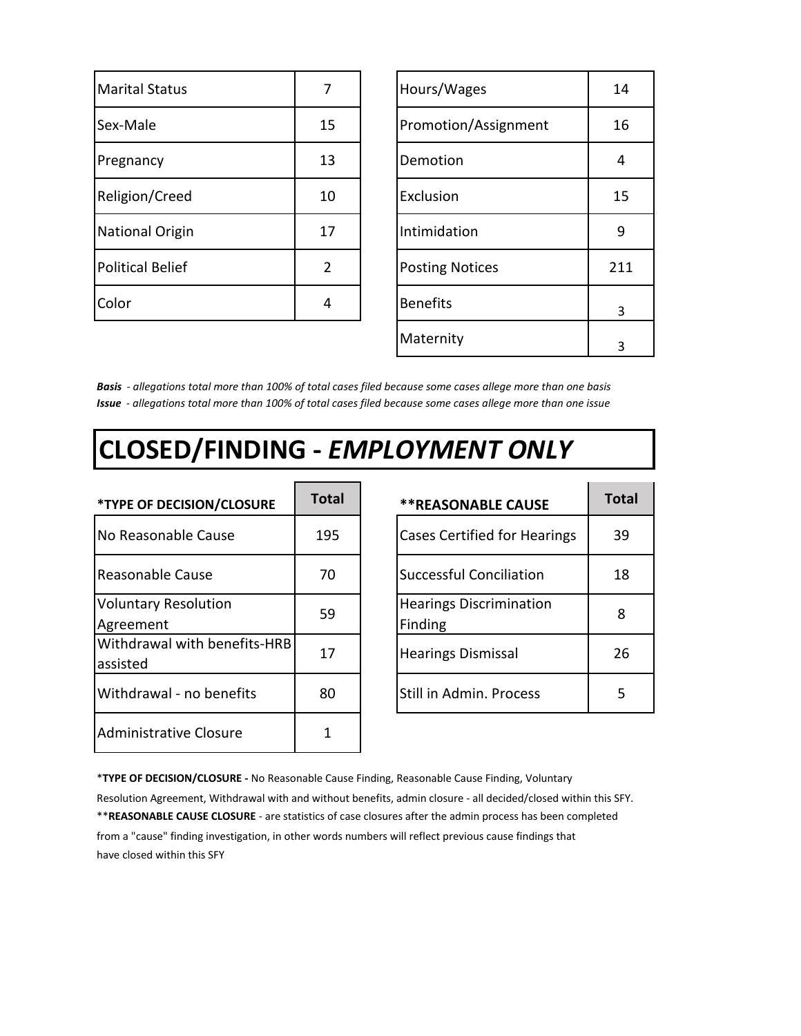| | |
|---|---|
| Marital Status | 7 |
| Sex-Male | 15 |
| Pregnancy | 13 |
| Religion/Creed | 10 |
| National Origin | 17 |
| Political Belief | 2 |
| Color | 4 |

| | |
|---|---|
| Hours/Wages | 14 |
| Promotion/Assignment | 16 |
| Demotion | 4 |
| Exclusion | 15 |
| Intimidation | 9 |
| Posting Notices | 211 |
| Benefits | 3 |
| Maternity | 3 |

***Basis*** *- allegations total more than 100% of total cases filed because some cases allege more than one basis*
***Issue*** *- allegations total more than 100% of total cases filed because some cases allege more than one issue*

# CLOSED/FINDING - *EMPLOYMENT ONLY*

| *TYPE OF DECISION/CLOSURE | Total |
|---|---|
| No Reasonable Cause | 195 |
| Reasonable Cause | 70 |
| Voluntary Resolution Agreement | 59 |
| Withdrawal with benefits-HRB assisted | 17 |
| Withdrawal - no benefits | 80 |
| Administrative Closure | 1 |

| **REASONABLE CAUSE | Total |
|---|---|
| Cases Certified for Hearings | 39 |
| Successful Conciliation | 18 |
| Hearings Discrimination Finding | 8 |
| Hearings Dismissal | 26 |
| Still in Admin. Process | 5 |

***TYPE OF DECISION/CLOSURE -** No Reasonable Cause Finding, Reasonable Cause Finding, Voluntary Resolution Agreement, Withdrawal with and without benefits, admin closure - all decided/closed within this SFY.
****REASONABLE CAUSE CLOSURE** - are statistics of case closures after the admin process has been completed from a "cause" finding investigation, in other words numbers will reflect previous cause findings that have closed within this SFY